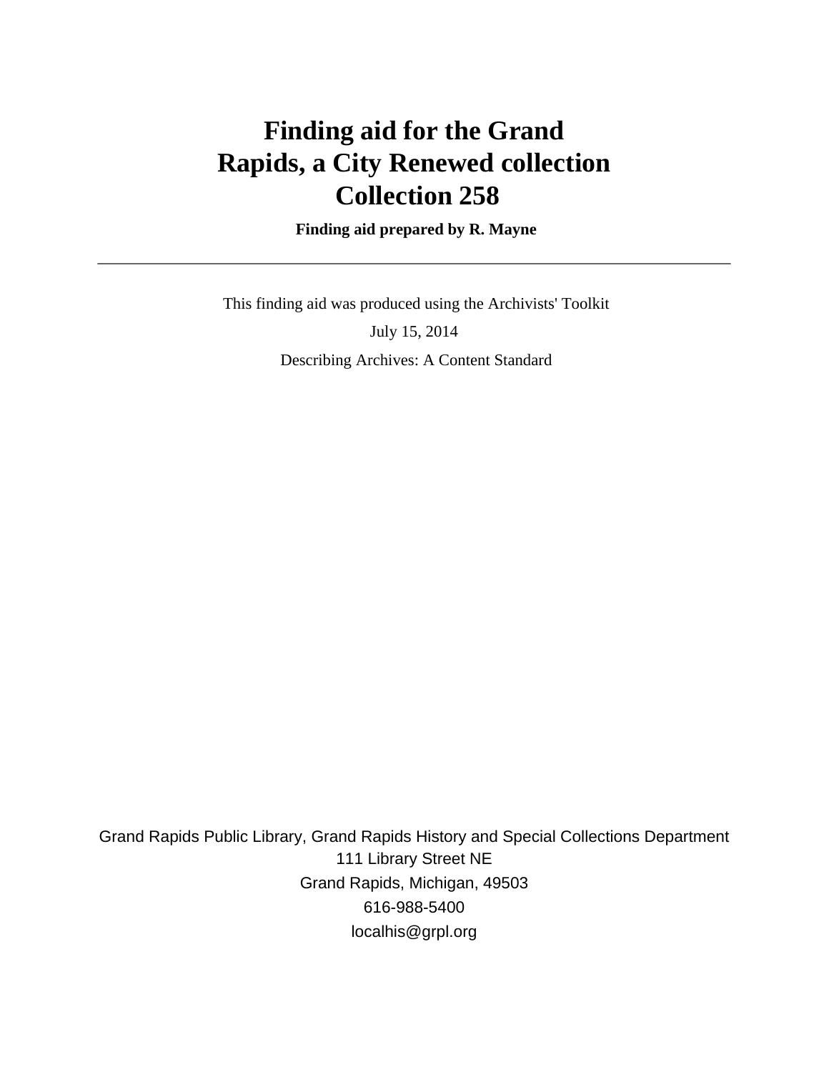# Finding aid for the Grand Rapids, a City Renewed collection Collection 258

**Finding aid prepared by R. Mayne**

---

This finding aid was produced using the Archivists' Toolkit

July 15, 2014

Describing Archives: A Content Standard

Grand Rapids Public Library, Grand Rapids History and Special Collections Department
111 Library Street NE
Grand Rapids, Michigan, 49503
616-988-5400
localhis@grpl.org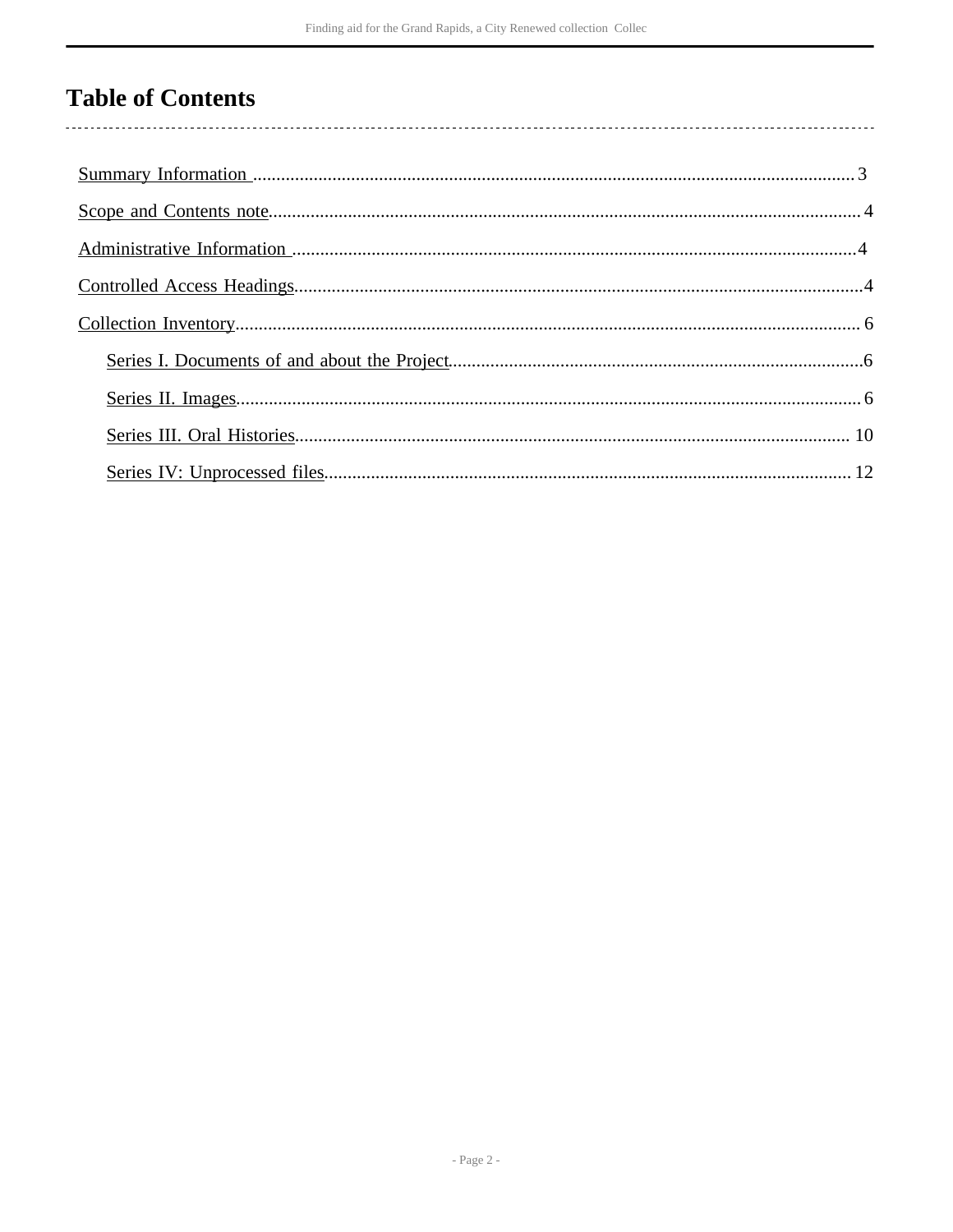# Table of Contents

- Summary Information ........ 3
- Scope and Contents note ........ 4
- Administrative Information ........ 4
- Controlled Access Headings ........ 4
- Collection Inventory ........ 6
  - Series I. Documents of and about the Project ........ 6
  - Series II. Images ........ 6
  - Series III. Oral Histories ........ 10
  - Series IV: Unprocessed files ........ 12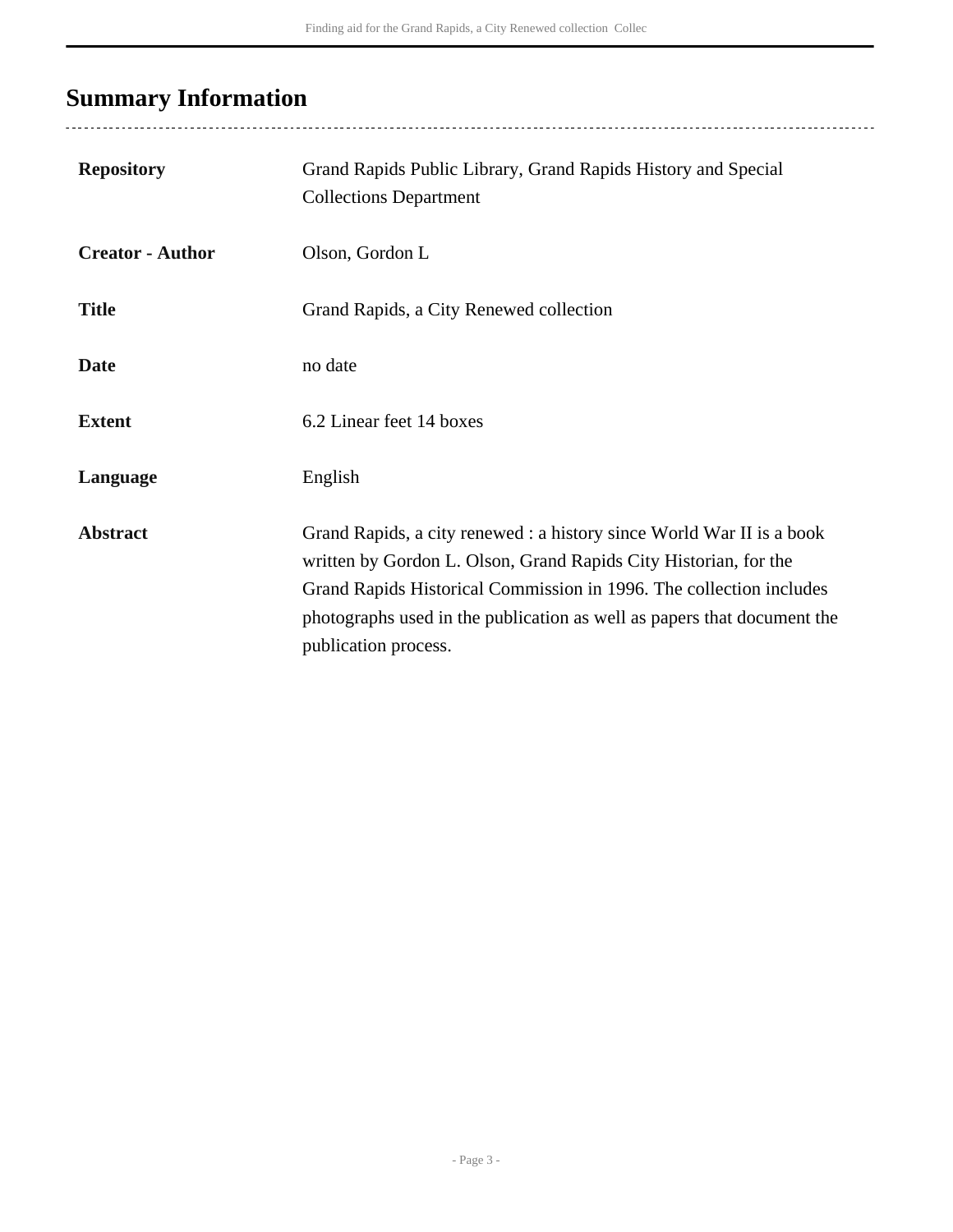## Summary Information

| | |
|---|---|
| **Repository** | Grand Rapids Public Library, Grand Rapids History and Special Collections Department |
| **Creator - Author** | Olson, Gordon L |
| **Title** | Grand Rapids, a City Renewed collection |
| **Date** | no date |
| **Extent** | 6.2 Linear feet 14 boxes |
| **Language** | English |
| **Abstract** | Grand Rapids, a city renewed : a history since World War II is a book written by Gordon L. Olson, Grand Rapids City Historian, for the Grand Rapids Historical Commission in 1996. The collection includes photographs used in the publication as well as papers that document the publication process. |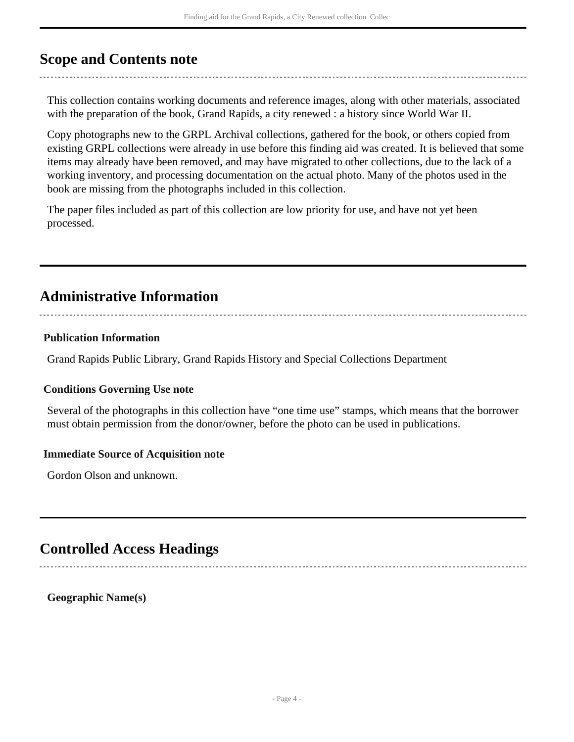## Scope and Contents note

This collection contains working documents and reference images, along with other materials, associated with the preparation of the book, Grand Rapids, a city renewed : a history since World War II.

Copy photographs new to the GRPL Archival collections, gathered for the book, or others copied from existing GRPL collections were already in use before this finding aid was created. It is believed that some items may already have been removed, and may have migrated to other collections, due to the lack of a working inventory, and processing documentation on the actual photo. Many of the photos used in the book are missing from the photographs included in this collection.

The paper files included as part of this collection are low priority for use, and have not yet been processed.

## Administrative Information

### Publication Information

Grand Rapids Public Library, Grand Rapids History and Special Collections Department

### Conditions Governing Use note

Several of the photographs in this collection have “one time use” stamps, which means that the borrower must obtain permission from the donor/owner, before the photo can be used in publications.

### Immediate Source of Acquisition note

Gordon Olson and unknown.

## Controlled Access Headings

**Geographic Name(s)**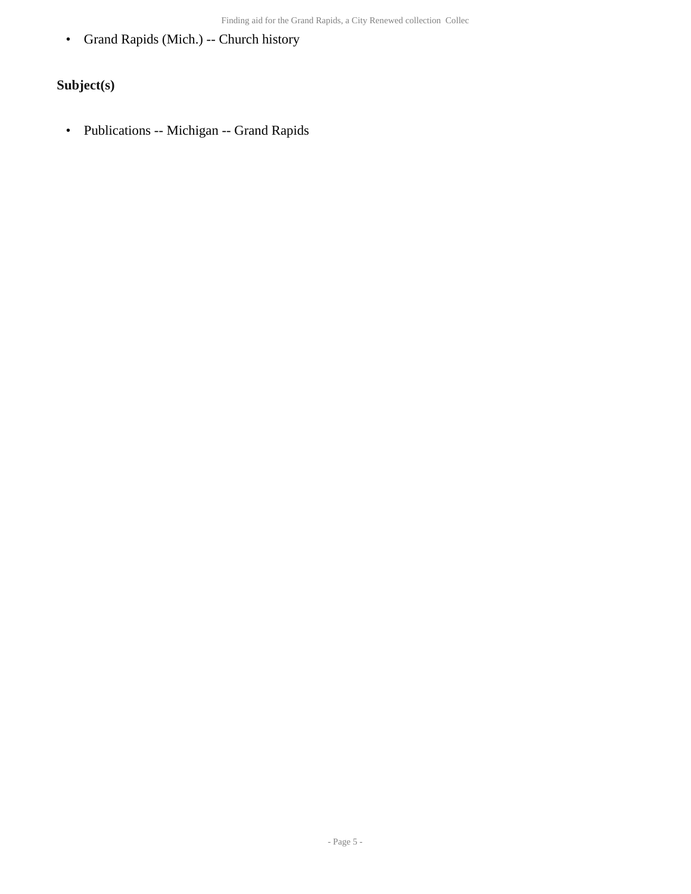- Grand Rapids (Mich.) -- Church history

### Subject(s)

- Publications -- Michigan -- Grand Rapids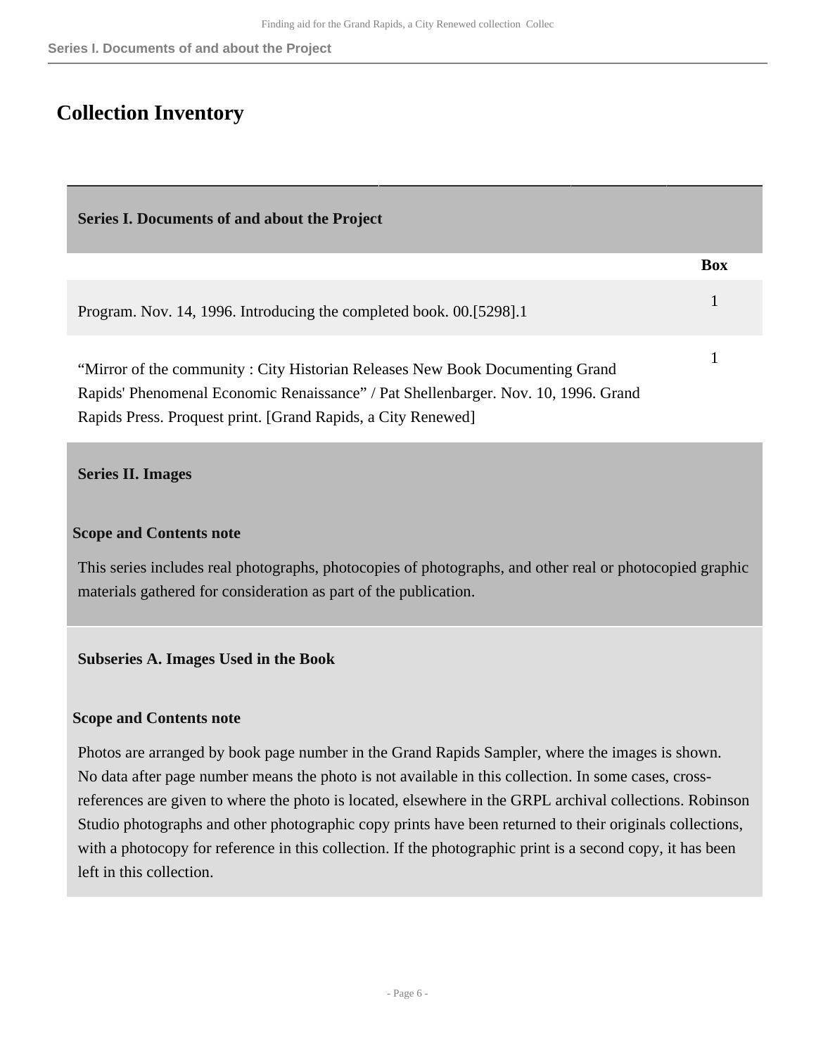# Collection Inventory

## Series I. Documents of and about the Project

| | Box |
|---|---|
| Program. Nov. 14, 1996. Introducing the completed book. 00.[5298].1 | 1 |
| “Mirror of the community : City Historian Releases New Book Documenting Grand Rapids' Phenomenal Economic Renaissance” / Pat Shellenbarger. Nov. 10, 1996. Grand Rapids Press. Proquest print. [Grand Rapids, a City Renewed] | 1 |

## Series II. Images

**Scope and Contents note**

This series includes real photographs, photocopies of photographs, and other real or photocopied graphic materials gathered for consideration as part of the publication.

### Subseries A. Images Used in the Book

**Scope and Contents note**

Photos are arranged by book page number in the Grand Rapids Sampler, where the images is shown. No data after page number means the photo is not available in this collection. In some cases, cross-references are given to where the photo is located, elsewhere in the GRPL archival collections. Robinson Studio photographs and other photographic copy prints have been returned to their originals collections, with a photocopy for reference in this collection. If the photographic print is a second copy, it has been left in this collection.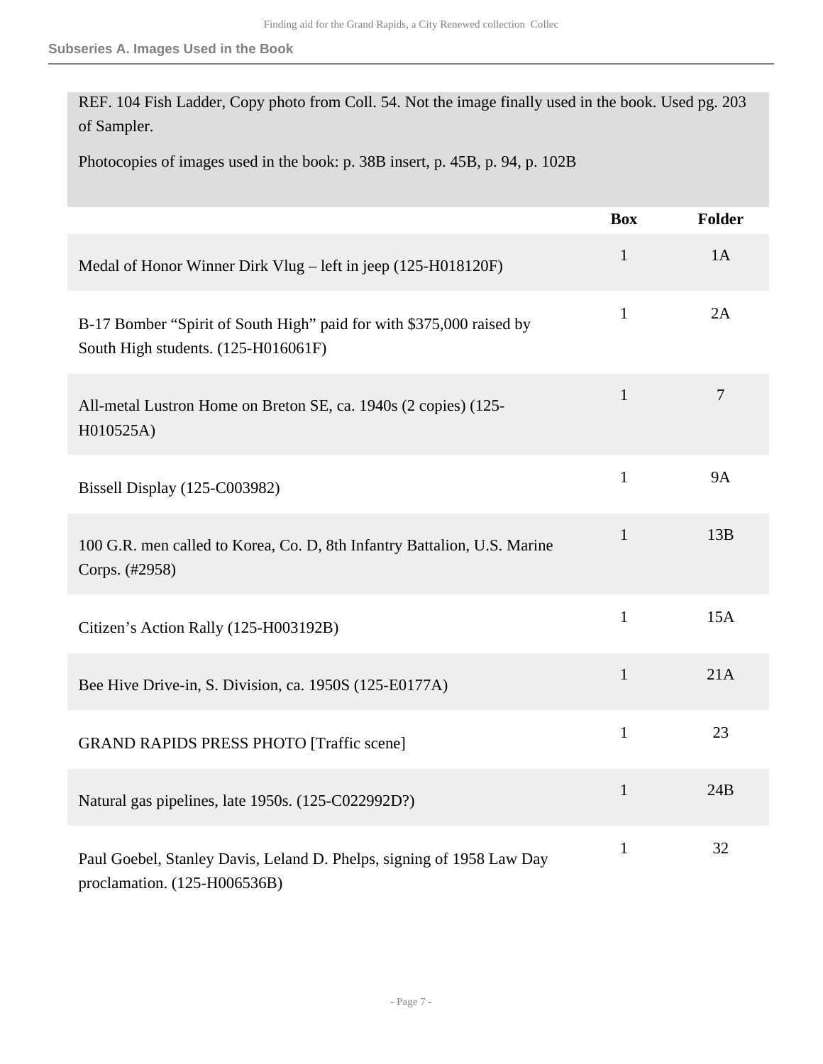REF. 104 Fish Ladder, Copy photo from Coll. 54. Not the image finally used in the book. Used pg. 203 of Sampler.

Photocopies of images used in the book: p. 38B insert, p. 45B, p. 94, p. 102B

| | Box | Folder |
|---|---|---|
| Medal of Honor Winner Dirk Vlug – left in jeep (125-H018120F) | 1 | 1A |
| B-17 Bomber "Spirit of South High" paid for with $375,000 raised by South High students. (125-H016061F) | 1 | 2A |
| All-metal Lustron Home on Breton SE, ca. 1940s (2 copies) (125-H010525A) | 1 | 7 |
| Bissell Display (125-C003982) | 1 | 9A |
| 100 G.R. men called to Korea, Co. D, 8th Infantry Battalion, U.S. Marine Corps. (#2958) | 1 | 13B |
| Citizen's Action Rally (125-H003192B) | 1 | 15A |
| Bee Hive Drive-in, S. Division, ca. 1950S (125-E0177A) | 1 | 21A |
| GRAND RAPIDS PRESS PHOTO [Traffic scene] | 1 | 23 |
| Natural gas pipelines, late 1950s. (125-C022992D?) | 1 | 24B |
| Paul Goebel, Stanley Davis, Leland D. Phelps, signing of 1958 Law Day proclamation. (125-H006536B) | 1 | 32 |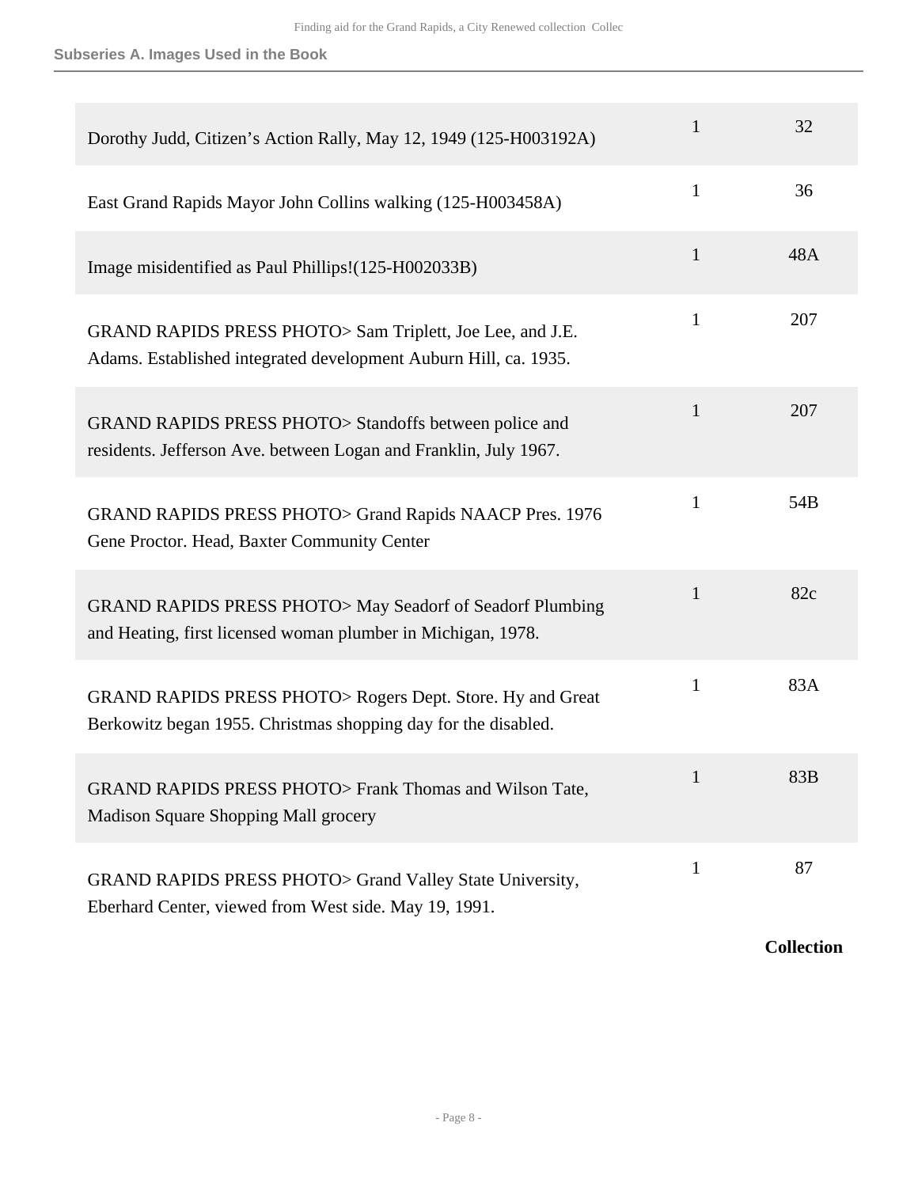**Subseries A. Images Used in the Book**

| | | |
|---|---|---|
| Dorothy Judd, Citizen’s Action Rally, May 12, 1949 (125-H003192A) | 1 | 32 |
| East Grand Rapids Mayor John Collins walking (125-H003458A) | 1 | 36 |
| Image misidentified as Paul Phillips!(125-H002033B) | 1 | 48A |
| GRAND RAPIDS PRESS PHOTO> Sam Triplett, Joe Lee, and J.E. Adams. Established integrated development Auburn Hill, ca. 1935. | 1 | 207 |
| GRAND RAPIDS PRESS PHOTO> Standoffs between police and residents. Jefferson Ave. between Logan and Franklin, July 1967. | 1 | 207 |
| GRAND RAPIDS PRESS PHOTO> Grand Rapids NAACP Pres. 1976 Gene Proctor. Head, Baxter Community Center | 1 | 54B |
| GRAND RAPIDS PRESS PHOTO> May Seadorf of Seadorf Plumbing and Heating, first licensed woman plumber in Michigan, 1978. | 1 | 82c |
| GRAND RAPIDS PRESS PHOTO> Rogers Dept. Store. Hy and Great Berkowitz began 1955. Christmas shopping day for the disabled. | 1 | 83A |
| GRAND RAPIDS PRESS PHOTO> Frank Thomas and Wilson Tate, Madison Square Shopping Mall grocery | 1 | 83B |
| GRAND RAPIDS PRESS PHOTO> Grand Valley State University, Eberhard Center, viewed from West side. May 19, 1991. | 1 | 87 |

**Collection**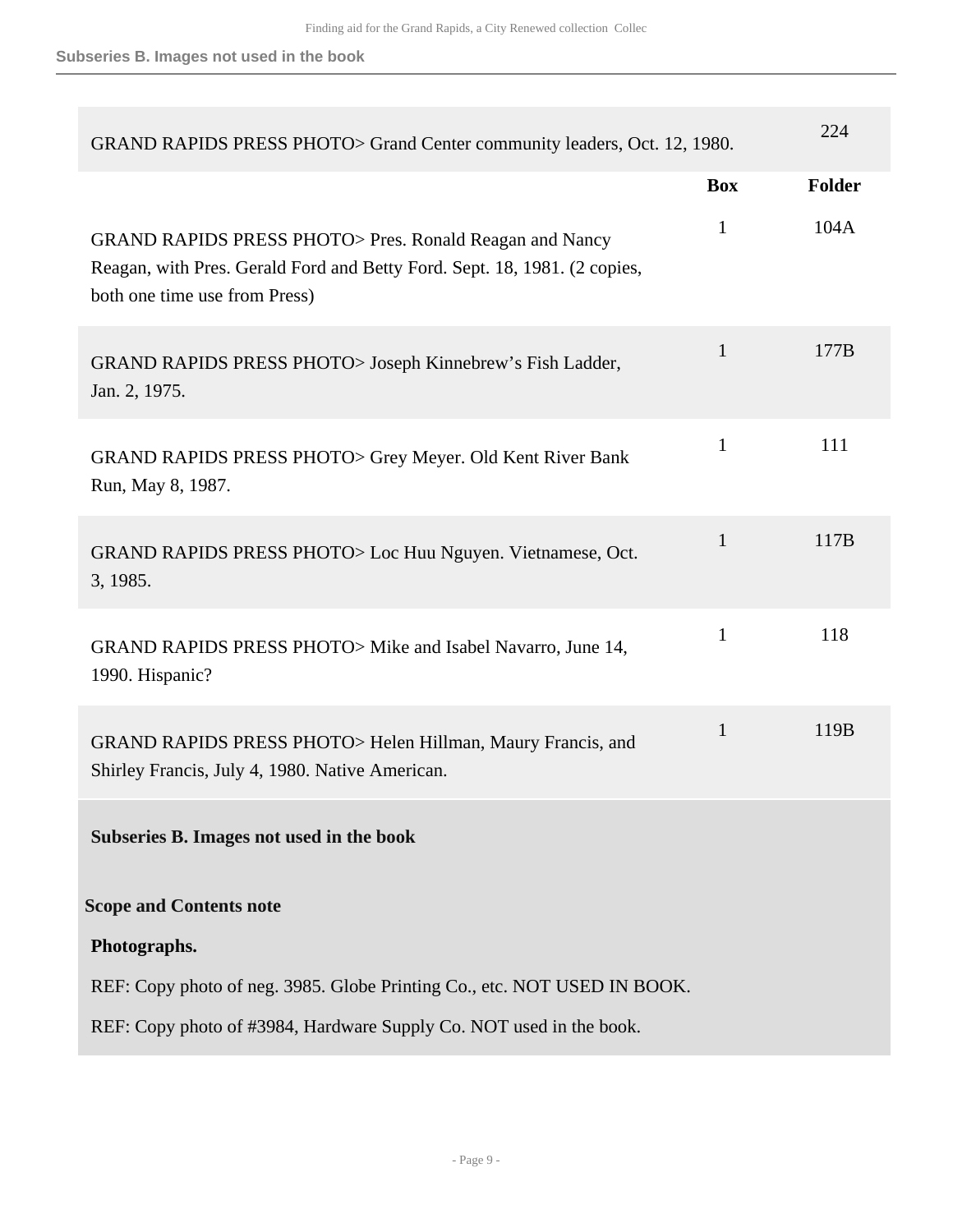| | Box | Folder |
|---|---|---|
| GRAND RAPIDS PRESS PHOTO> Grand Center community leaders, Oct. 12, 1980. | | 224 |
| GRAND RAPIDS PRESS PHOTO> Pres. Ronald Reagan and Nancy Reagan, with Pres. Gerald Ford and Betty Ford. Sept. 18, 1981. (2 copies, both one time use from Press) | 1 | 104A |
| GRAND RAPIDS PRESS PHOTO> Joseph Kinnebrew's Fish Ladder, Jan. 2, 1975. | 1 | 177B |
| GRAND RAPIDS PRESS PHOTO> Grey Meyer. Old Kent River Bank Run, May 8, 1987. | 1 | 111 |
| GRAND RAPIDS PRESS PHOTO> Loc Huu Nguyen. Vietnamese, Oct. 3, 1985. | 1 | 117B |
| GRAND RAPIDS PRESS PHOTO> Mike and Isabel Navarro, June 14, 1990. Hispanic? | 1 | 118 |
| GRAND RAPIDS PRESS PHOTO> Helen Hillman, Maury Francis, and Shirley Francis, July 4, 1980. Native American. | 1 | 119B |

**Subseries B. Images not used in the book**

**Scope and Contents note**

**Photographs.**

REF: Copy photo of neg. 3985. Globe Printing Co., etc. NOT USED IN BOOK.

REF: Copy photo of #3984, Hardware Supply Co. NOT used in the book.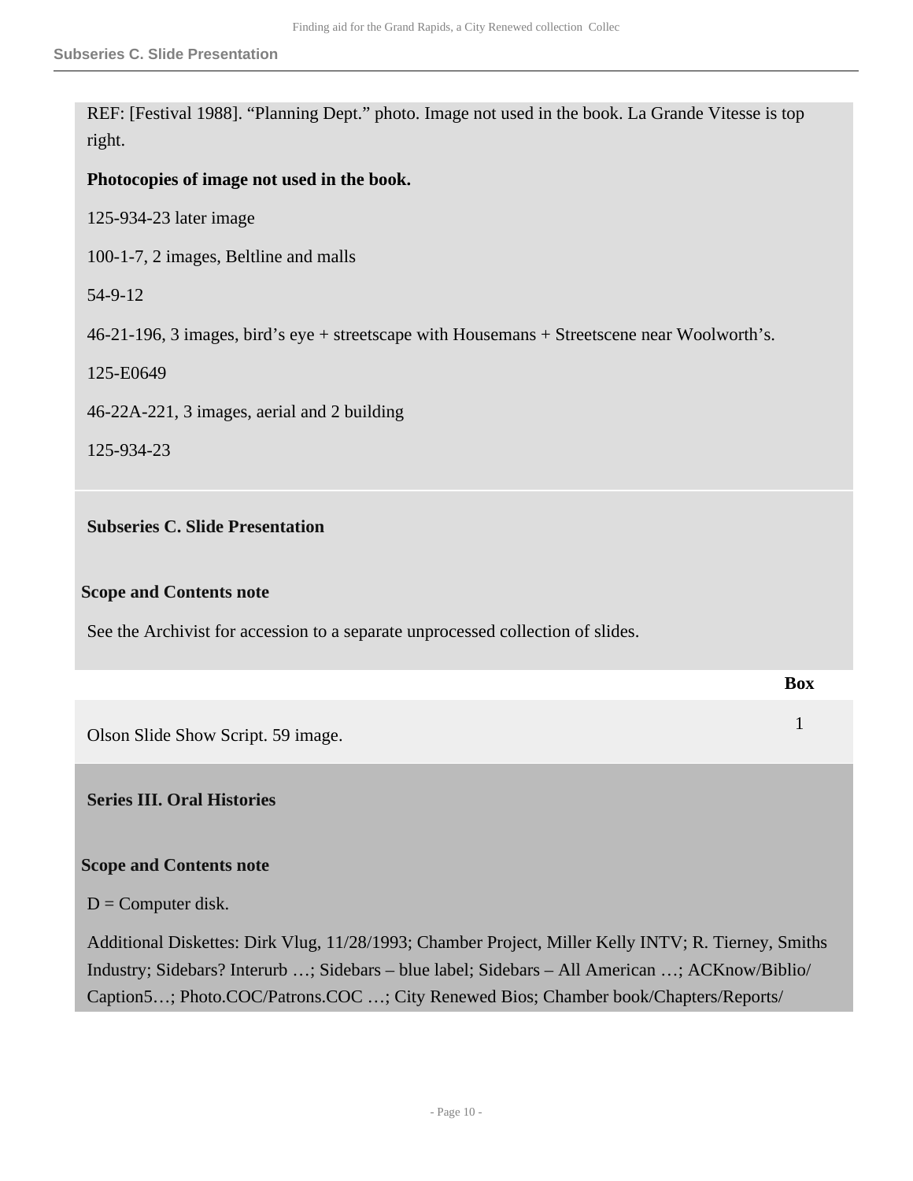REF: [Festival 1988]. “Planning Dept.” photo. Image not used in the book. La Grande Vitesse is top right.

**Photocopies of image not used in the book.**

125-934-23 later image

100-1-7, 2 images, Beltline and malls

54-9-12

46-21-196, 3 images, bird’s eye + streetscape with Housemans + Streetscene near Woolworth’s.

125-E0649

46-22A-221, 3 images, aerial and 2 building

125-934-23

### Subseries C. Slide Presentation

**Scope and Contents note**

See the Archivist for accession to a separate unprocessed collection of slides.

| | Box |
|---|---|
| Olson Slide Show Script. 59 image. | 1 |

## Series III. Oral Histories

**Scope and Contents note**

D = Computer disk.

Additional Diskettes: Dirk Vlug, 11/28/1993; Chamber Project, Miller Kelly INTV; R. Tierney, Smiths Industry; Sidebars? Interurb …; Sidebars – blue label; Sidebars – All American …; ACKnow/Biblio/ Caption5…; Photo.COC/Patrons.COC …; City Renewed Bios; Chamber book/Chapters/Reports/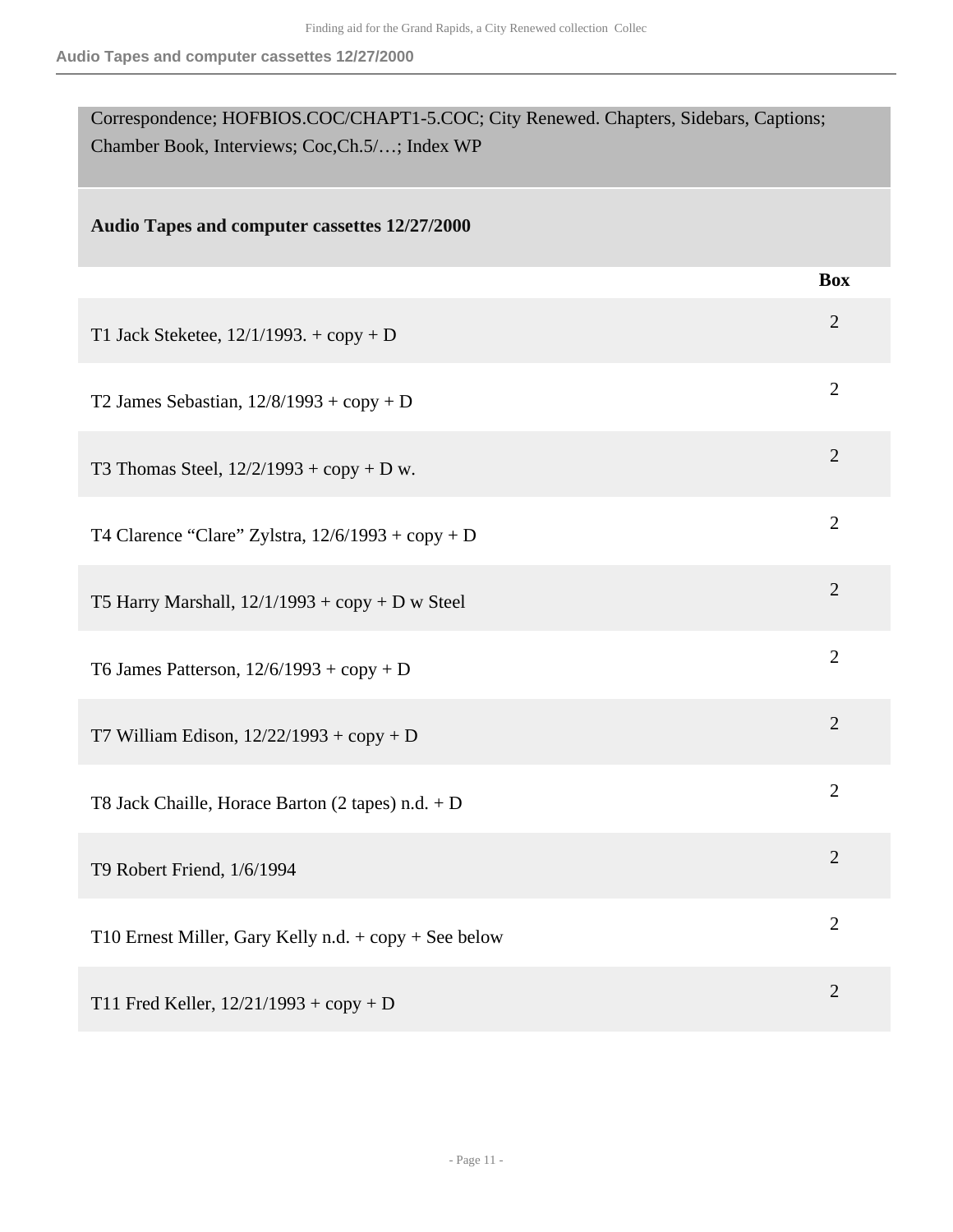Correspondence; HOFBIOS.COC/CHAPT1-5.COC; City Renewed. Chapters, Sidebars, Captions; Chamber Book, Interviews; Coc,Ch.5/…; Index WP

### Audio Tapes and computer cassettes 12/27/2000

| | Box |
|---|---|
| T1 Jack Steketee, 12/1/1993. + copy + D | 2 |
| T2 James Sebastian, 12/8/1993 + copy + D | 2 |
| T3 Thomas Steel, 12/2/1993 + copy + D w. | 2 |
| T4 Clarence “Clare” Zylstra, 12/6/1993 + copy + D | 2 |
| T5 Harry Marshall, 12/1/1993 + copy + D w Steel | 2 |
| T6 James Patterson, 12/6/1993 + copy + D | 2 |
| T7 William Edison, 12/22/1993 + copy + D | 2 |
| T8 Jack Chaille, Horace Barton (2 tapes) n.d. + D | 2 |
| T9 Robert Friend, 1/6/1994 | 2 |
| T10 Ernest Miller, Gary Kelly n.d. + copy + See below | 2 |
| T11 Fred Keller, 12/21/1993 + copy + D | 2 |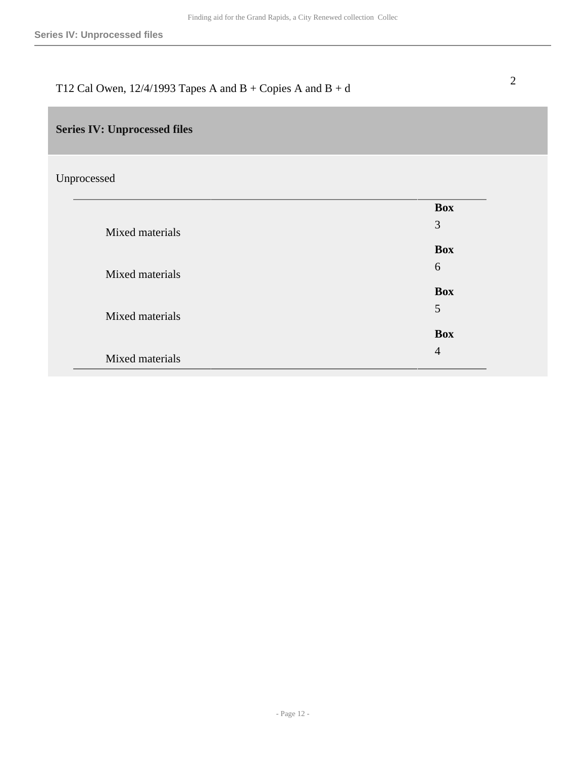T12 Cal Owen, 12/4/1993 Tapes A and B + Copies A and B + d | 2

## Series IV: Unprocessed files

Unprocessed

| | |
|---|---|
| Mixed materials | **Box** 3 |
| Mixed materials | **Box** 6 |
| Mixed materials | **Box** 5 |
| Mixed materials | **Box** 4 |